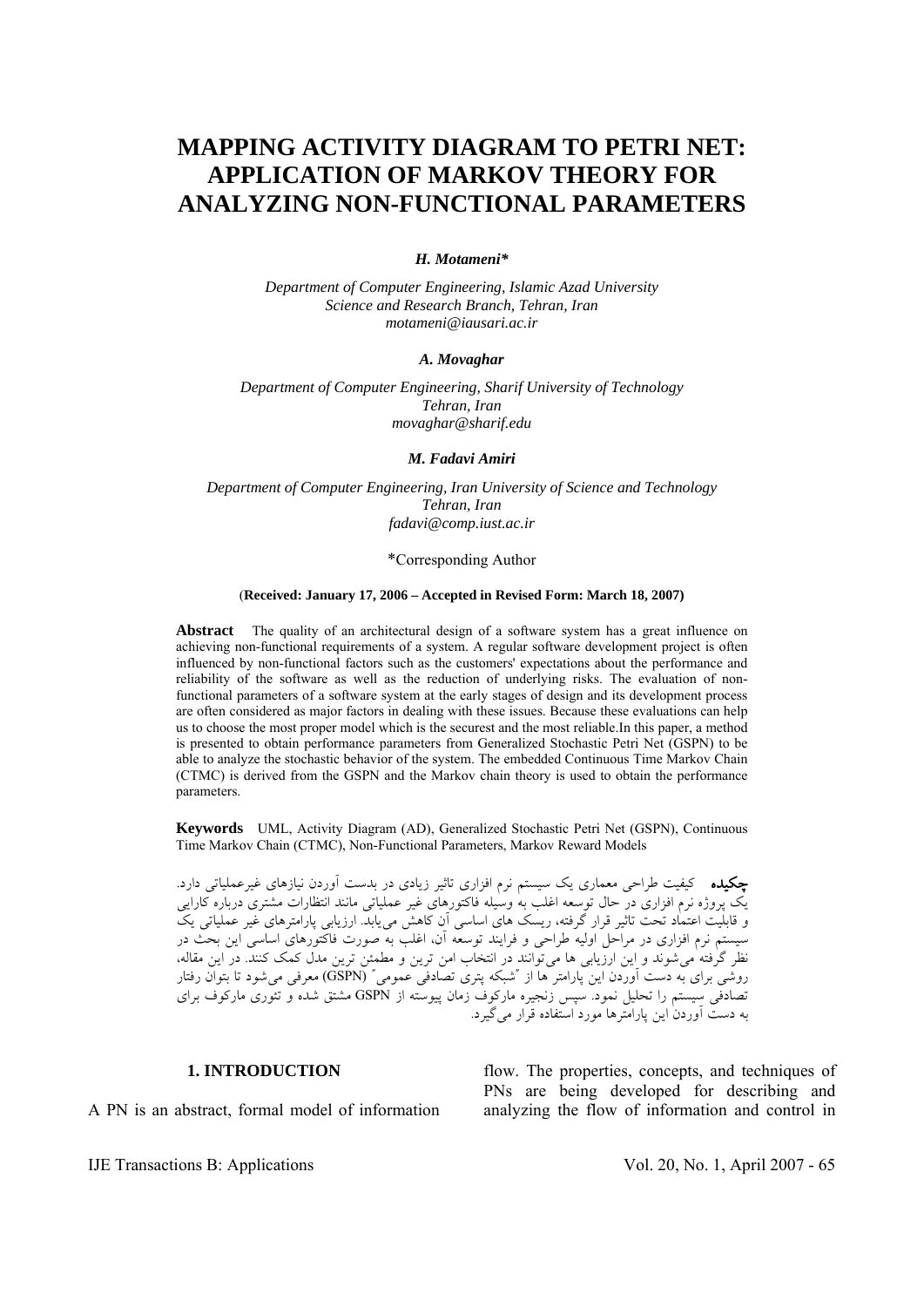# MAPPING ACTIVITY DIAGRAM TO PETRI NET: APPLICATION OF MARKOV THEORY FOR ANALYZING NON-FUNCTIONAL PARAMETERS

***H. Motameni****

*Department of Computer Engineering, Islamic Azad University Science and Research Branch, Tehran, Iran*
*motameni@iausari.ac.ir*

***A. Movaghar***

*Department of Computer Engineering, Sharif University of Technology Tehran, Iran*
*movaghar@sharif.edu*

***M. Fadavi Amiri***

*Department of Computer Engineering, Iran University of Science and Technology Tehran, Iran*
*fadavi@comp.iust.ac.ir*

*Corresponding Author

(**Received: January 17, 2006 – Accepted in Revised Form: March 18, 2007)**

**Abstract** The quality of an architectural design of a software system has a great influence on achieving non-functional requirements of a system. A regular software development project is often influenced by non-functional factors such as the customers' expectations about the performance and reliability of the software as well as the reduction of underlying risks. The evaluation of non-functional parameters of a software system at the early stages of design and its development process are often considered as major factors in dealing with these issues. Because these evaluations can help us to choose the most proper model which is the securest and the most reliable.In this paper, a method is presented to obtain performance parameters from Generalized Stochastic Petri Net (GSPN) to be able to analyze the stochastic behavior of the system. The embedded Continuous Time Markov Chain (CTMC) is derived from the GSPN and the Markov chain theory is used to obtain the performance parameters.

**Keywords** UML, Activity Diagram (AD), Generalized Stochastic Petri Net (GSPN), Continuous Time Markov Chain (CTMC), Non-Functional Parameters, Markov Reward Models

**چکیده** کیفیت طراحی معماری یک سیستم نرم افزاری تاثیر زیادی در بدست آوردن نیازهای غیرعملیاتی دارد. یک پروژه نرم افزاری در حال توسعه اغلب به وسیله فاکتورهای غیر عملیاتی مانند انتظارات مشتری درباره کارایی و قابلیت اعتماد تحت تاثیر قرار گرفته، ریسک های اساسی آن کاهش می‌یابد. ارزیابی پارامترهای غیر عملیاتی یک سیستم نرم افزاری در مراحل اولیه طراحی و فرایند توسعه آن، اغلب به صورت فاکتورهای اساسی این بحث در نظر گرفته می‌شوند و این ارزیابی ها می‌توانند در انتخاب امن ترین و مطمئن ترین مدل کمک کنند. در این مقاله، روشی برای به دست آوردن این پارامتر ها از "شبکه پتری تصادفی عمومی" (GSPN) معرفی می‌شود تا بتوان رفتار تصادفی سیستم را تحلیل نمود. سپس زنجیره مارکوف زمان پیوسته از GSPN مشتق شده و تئوری مارکوف برای به دست آوردن این پارامترها مورد استفاده قرار می‌گیرد.

## 1. INTRODUCTION

A PN is an abstract, formal model of information flow. The properties, concepts, and techniques of PNs are being developed for describing and analyzing the flow of information and control in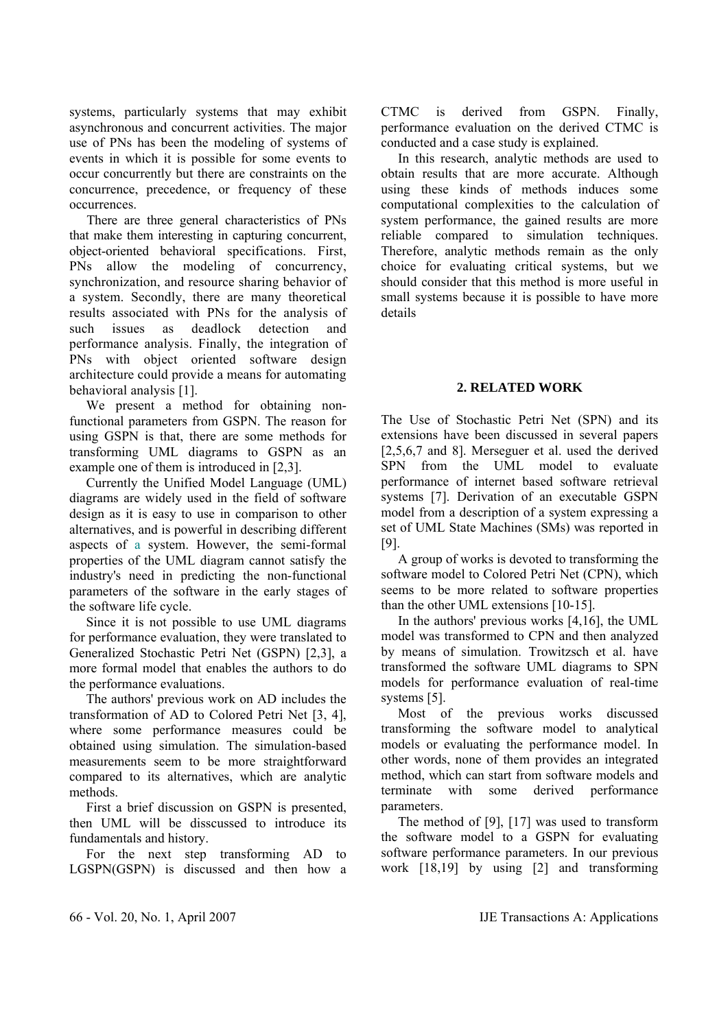systems, particularly systems that may exhibit asynchronous and concurrent activities. The major use of PNs has been the modeling of systems of events in which it is possible for some events to occur concurrently but there are constraints on the concurrence, precedence, or frequency of these occurrences.

There are three general characteristics of PNs that make them interesting in capturing concurrent, object-oriented behavioral specifications. First, PNs allow the modeling of concurrency, synchronization, and resource sharing behavior of a system. Secondly, there are many theoretical results associated with PNs for the analysis of such issues as deadlock detection and performance analysis. Finally, the integration of PNs with object oriented software design architecture could provide a means for automating behavioral analysis [1].

We present a method for obtaining non-functional parameters from GSPN. The reason for using GSPN is that, there are some methods for transforming UML diagrams to GSPN as an example one of them is introduced in [2,3].

Currently the Unified Model Language (UML) diagrams are widely used in the field of software design as it is easy to use in comparison to other alternatives, and is powerful in describing different aspects of a system. However, the semi-formal properties of the UML diagram cannot satisfy the industry's need in predicting the non-functional parameters of the software in the early stages of the software life cycle.

Since it is not possible to use UML diagrams for performance evaluation, they were translated to Generalized Stochastic Petri Net (GSPN) [2,3], a more formal model that enables the authors to do the performance evaluations.

The authors' previous work on AD includes the transformation of AD to Colored Petri Net [3, 4], where some performance measures could be obtained using simulation. The simulation-based measurements seem to be more straightforward compared to its alternatives, which are analytic methods.

First a brief discussion on GSPN is presented, then UML will be disscussed to introduce its fundamentals and history.

For the next step transforming AD to LGSPN(GSPN) is discussed and then how a CTMC is derived from GSPN. Finally, performance evaluation on the derived CTMC is conducted and a case study is explained.

In this research, analytic methods are used to obtain results that are more accurate. Although using these kinds of methods induces some computational complexities to the calculation of system performance, the gained results are more reliable compared to simulation techniques. Therefore, analytic methods remain as the only choice for evaluating critical systems, but we should consider that this method is more useful in small systems because it is possible to have more details

## 2. RELATED WORK

The Use of Stochastic Petri Net (SPN) and its extensions have been discussed in several papers [2,5,6,7 and 8]. Merseguer et al. used the derived SPN from the UML model to evaluate performance of internet based software retrieval systems [7]. Derivation of an executable GSPN model from a description of a system expressing a set of UML State Machines (SMs) was reported in [9].

A group of works is devoted to transforming the software model to Colored Petri Net (CPN), which seems to be more related to software properties than the other UML extensions [10-15].

In the authors' previous works [4,16], the UML model was transformed to CPN and then analyzed by means of simulation. Trowitzsch et al. have transformed the software UML diagrams to SPN models for performance evaluation of real-time systems [5].

Most of the previous works discussed transforming the software model to analytical models or evaluating the performance model. In other words, none of them provides an integrated method, which can start from software models and terminate with some derived performance parameters.

The method of [9], [17] was used to transform the software model to a GSPN for evaluating software performance parameters. In our previous work [18,19] by using [2] and transforming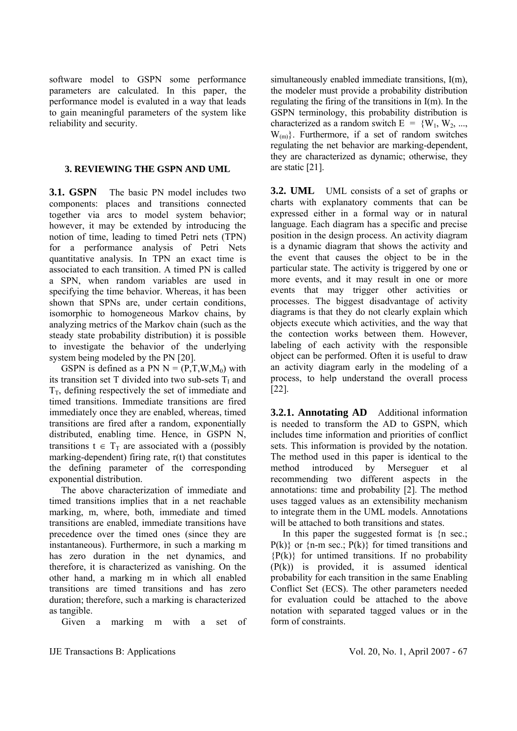software model to GSPN some performance parameters are calculated. In this paper, the performance model is evaluted in a way that leads to gain meaningful parameters of the system like reliability and security.

## 3. REVIEWING THE GSPN AND UML

**3.1. GSPN** The basic PN model includes two components: places and transitions connected together via arcs to model system behavior; however, it may be extended by introducing the notion of time, leading to timed Petri nets (TPN) for a performance analysis of Petri Nets quantitative analysis. In TPN an exact time is associated to each transition. A timed PN is called a SPN, when random variables are used in specifying the time behavior. Whereas, it has been shown that SPNs are, under certain conditions, isomorphic to homogeneous Markov chains, by analyzing metrics of the Markov chain (such as the steady state probability distribution) it is possible to investigate the behavior of the underlying system being modeled by the PN [20].

GSPN is defined as a PN $N = (P,T,W,M_0)$ with its transition set T divided into two sub-sets $T_I$ and $T_T$, defining respectively the set of immediate and timed transitions. Immediate transitions are fired immediately once they are enabled, whereas, timed transitions are fired after a random, exponentially distributed, enabling time. Hence, in GSPN N, transitions $t \in T_T$ are associated with a (possibly marking-dependent) firing rate, r(t) that constitutes the defining parameter of the corresponding exponential distribution.

The above characterization of immediate and timed transitions implies that in a net reachable marking, m, where, both, immediate and timed transitions are enabled, immediate transitions have precedence over the timed ones (since they are instantaneous). Furthermore, in such a marking m has zero duration in the net dynamics, and therefore, it is characterized as vanishing. On the other hand, a marking m in which all enabled transitions are timed transitions and has zero duration; therefore, such a marking is characterized as tangible.

Given a marking m with a set of simultaneously enabled immediate transitions, I(m), the modeler must provide a probability distribution regulating the firing of the transitions in I(m). In the GSPN terminology, this probability distribution is characterized as a random switch $E = \{W_1, W_2, ..., W_{(m)}\}$. Furthermore, if a set of random switches regulating the net behavior are marking-dependent, they are characterized as dynamic; otherwise, they are static [21].

**3.2. UML** UML consists of a set of graphs or charts with explanatory comments that can be expressed either in a formal way or in natural language. Each diagram has a specific and precise position in the design process. An activity diagram is a dynamic diagram that shows the activity and the event that causes the object to be in the particular state. The activity is triggered by one or more events, and it may result in one or more events that may trigger other activities or processes. The biggest disadvantage of activity diagrams is that they do not clearly explain which objects execute which activities, and the way that the contection works between them. However, labeling of each activity with the responsible object can be performed. Often it is useful to draw an activity diagram early in the modeling of a process, to help understand the overall process [22].

**3.2.1. Annotating AD** Additional information is needed to transform the AD to GSPN, which includes time information and priorities of conflict sets. This information is provided by the notation. The method used in this paper is identical to the method introduced by Merseguer et al recommending two different aspects in the annotations: time and probability [2]. The method uses tagged values as an extensibility mechanism to integrate them in the UML models. Annotations will be attached to both transitions and states.

In this paper the suggested format is {n sec.; P(k)} or {n-m sec.; P(k)} for timed transitions and {P(k)} for untimed transitions. If no probability (P(k)) is provided, it is assumed identical probability for each transition in the same Enabling Conflict Set (ECS). The other parameters needed for evaluation could be attached to the above notation with separated tagged values or in the form of constraints.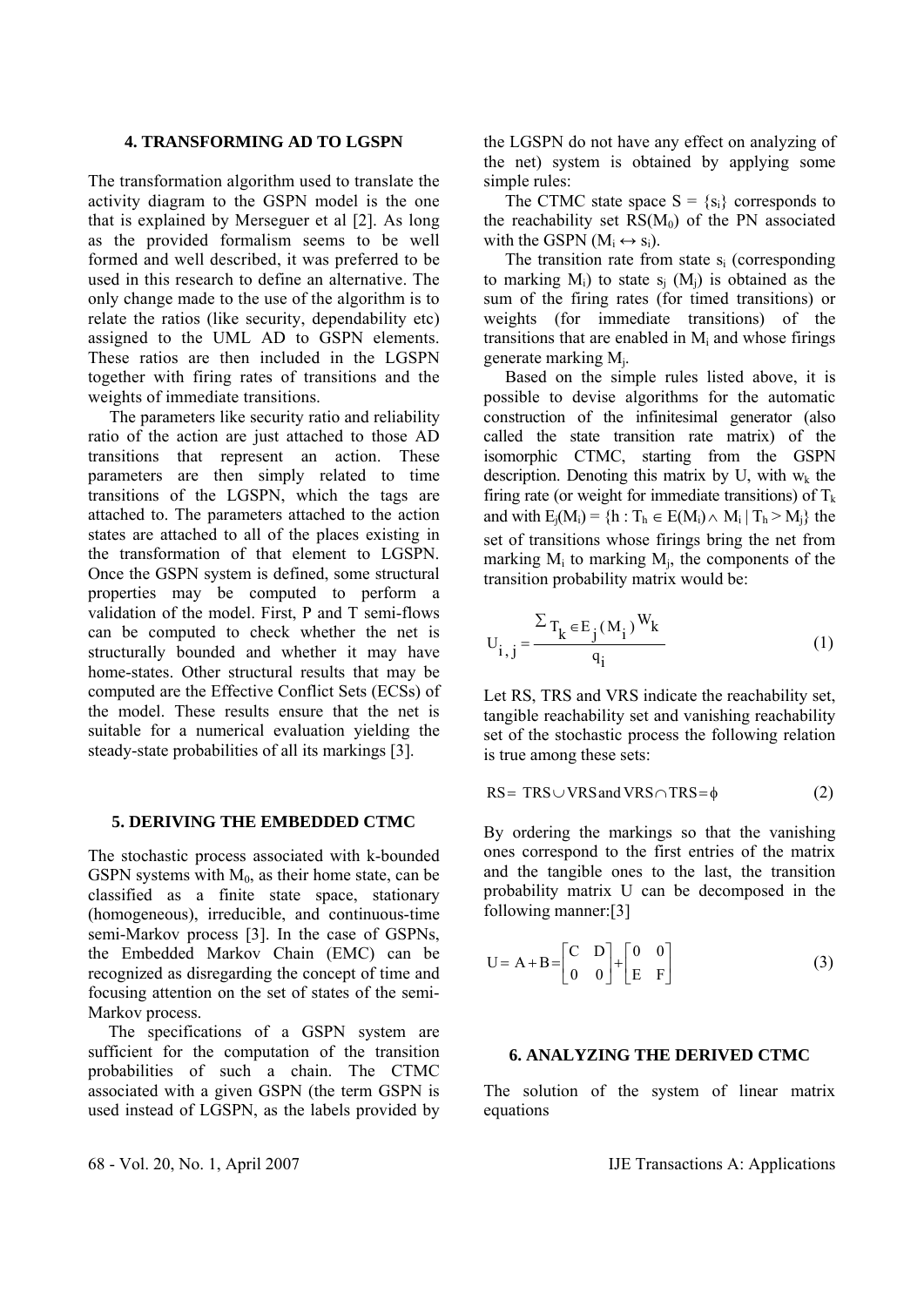## 4. TRANSFORMING AD TO LGSPN

The transformation algorithm used to translate the activity diagram to the GSPN model is the one that is explained by Merseguer et al [2]. As long as the provided formalism seems to be well formed and well described, it was preferred to be used in this research to define an alternative. The only change made to the use of the algorithm is to relate the ratios (like security, dependability etc) assigned to the UML AD to GSPN elements. These ratios are then included in the LGSPN together with firing rates of transitions and the weights of immediate transitions.

The parameters like security ratio and reliability ratio of the action are just attached to those AD transitions that represent an action. These parameters are then simply related to time transitions of the LGSPN, which the tags are attached to. The parameters attached to the action states are attached to all of the places existing in the transformation of that element to LGSPN. Once the GSPN system is defined, some structural properties may be computed to perform a validation of the model. First, P and T semi-flows can be computed to check whether the net is structurally bounded and whether it may have home-states. Other structural results that may be computed are the Effective Conflict Sets (ECSs) of the model. These results ensure that the net is suitable for a numerical evaluation yielding the steady-state probabilities of all its markings [3].

## 5. DERIVING THE EMBEDDED CTMC

The stochastic process associated with k-bounded GSPN systems with $M_0$, as their home state, can be classified as a finite state space, stationary (homogeneous), irreducible, and continuous-time semi-Markov process [3]. In the case of GSPNs, the Embedded Markov Chain (EMC) can be recognized as disregarding the concept of time and focusing attention on the set of states of the semi-Markov process.

The specifications of a GSPN system are sufficient for the computation of the transition probabilities of such a chain. The CTMC associated with a given GSPN (the term GSPN is used instead of LGSPN, as the labels provided by the LGSPN do not have any effect on analyzing of the net) system is obtained by applying some simple rules:

The CTMC state space $S = \{s_i\}$ corresponds to the reachability set $RS(M_0)$ of the PN associated with the GSPN ($M_i \leftrightarrow s_i$).

The transition rate from state $s_i$ (corresponding to marking $M_i$) to state $s_j$ ($M_j$) is obtained as the sum of the firing rates (for timed transitions) or weights (for immediate transitions) of the transitions that are enabled in $M_i$ and whose firings generate marking $M_j$.

Based on the simple rules listed above, it is possible to devise algorithms for the automatic construction of the infinitesimal generator (also called the state transition rate matrix) of the isomorphic CTMC, starting from the GSPN description. Denoting this matrix by U, with $w_k$ the firing rate (or weight for immediate transitions) of $T_k$ and with $E_j(M_i) = \{h : T_h \in E(M_i) \wedge M_i \mid T_h > M_j\}$ the set of transitions whose firings bring the net from marking $M_i$ to marking $M_j$, the components of the transition probability matrix would be:

$$U_{i,j} = \frac{\sum_{T_k \in E_j(M_i)} W_k}{q_i} \tag{1}$$

Let RS, TRS and VRS indicate the reachability set, tangible reachability set and vanishing reachability set of the stochastic process the following relation is true among these sets:

$$RS = TRS \cup VRS \text{ and } VRS \cap TRS = \phi \tag{2}$$

By ordering the markings so that the vanishing ones correspond to the first entries of the matrix and the tangible ones to the last, the transition probability matrix U can be decomposed in the following manner:[3]

$$U = A + B = \begin{bmatrix} C & D \\ 0 & 0 \end{bmatrix} + \begin{bmatrix} 0 & 0 \\ E & F \end{bmatrix} \tag{3}$$

## 6. ANALYZING THE DERIVED CTMC

The solution of the system of linear matrix equations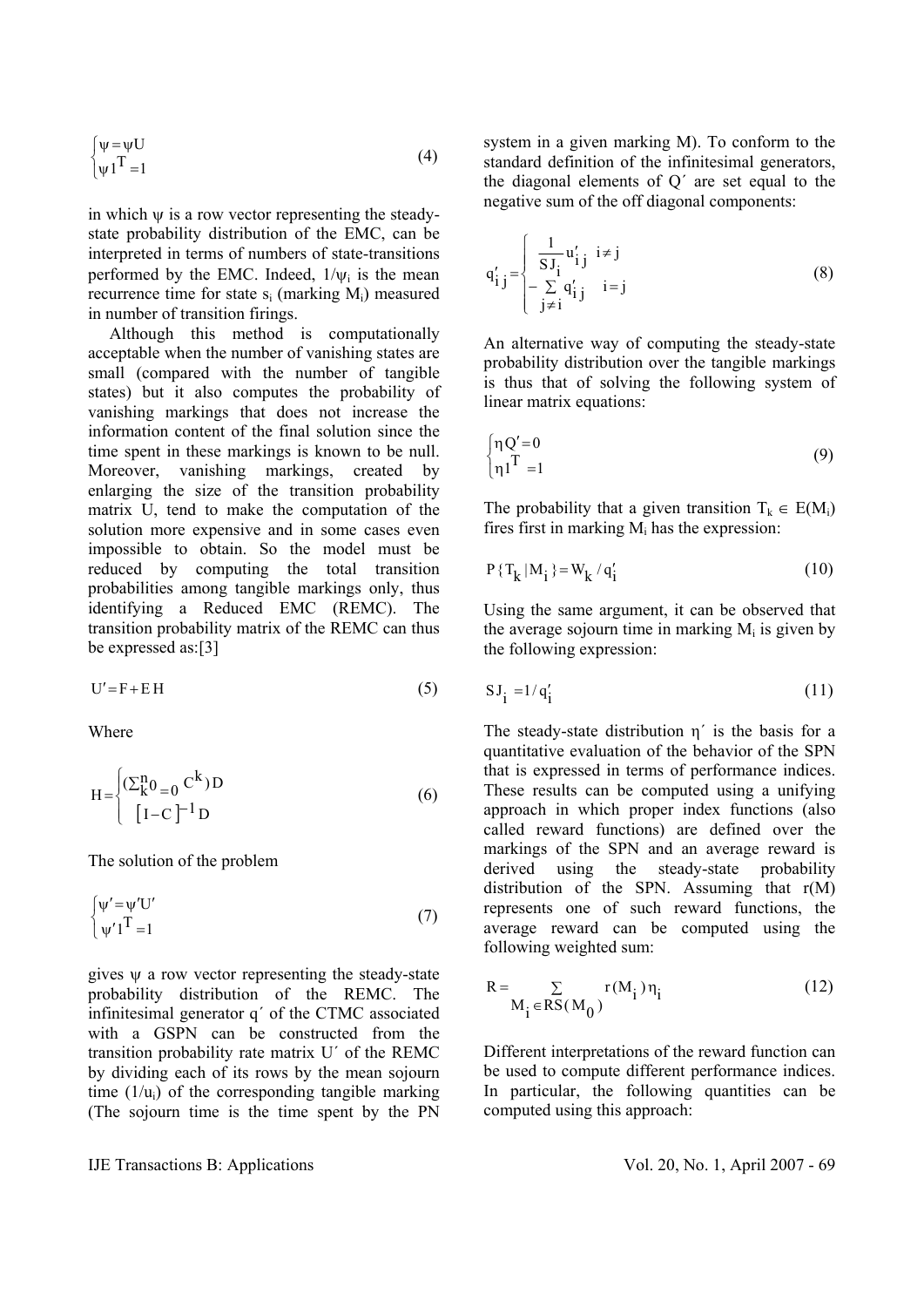$$
\begin{cases} \psi = \psi U \\ \psi 1^T = 1 \end{cases} \tag{4}
$$

in which $\psi$ is a row vector representing the steady-state probability distribution of the EMC, can be interpreted in terms of numbers of state-transitions performed by the EMC. Indeed, $1/\psi_i$ is the mean recurrence time for state $s_i$ (marking $M_i$) measured in number of transition firings.

Although this method is computationally acceptable when the number of vanishing states are small (compared with the number of tangible states) but it also computes the probability of vanishing markings that does not increase the information content of the final solution since the time spent in these markings is known to be null. Moreover, vanishing markings, created by enlarging the size of the transition probability matrix U, tend to make the computation of the solution more expensive and in some cases even impossible to obtain. So the model must be reduced by computing the total transition probabilities among tangible markings only, thus identifying a Reduced EMC (REMC). The transition probability matrix of the REMC can thus be expressed as:[3]

$$
U' = F + E\,H \tag{5}
$$

Where

$$
H = \begin{cases} (\sum_{k0=0}^{n} C^k)\,D \\ \left[I - C\right]^{-1} D \end{cases} \tag{6}
$$

The solution of the problem

$$
\begin{cases} \psi' = \psi' U' \\ \psi' 1^T = 1 \end{cases} \tag{7}
$$

gives $\psi$ a row vector representing the steady-state probability distribution of the REMC. The infinitesimal generator $q'$ of the CTMC associated with a GSPN can be constructed from the transition probability rate matrix $U'$ of the REMC by dividing each of its rows by the mean sojourn time $(1/u_i)$ of the corresponding tangible marking (The sojourn time is the time spent by the PN system in a given marking M). To conform to the standard definition of the infinitesimal generators, the diagonal elements of $Q'$ are set equal to the negative sum of the off diagonal components:

$$
q'_{ij} = \begin{cases} \dfrac{1}{SJ_i} u'_{ij} & i \neq j \\ -\sum\limits_{j \neq i} q'_{ij} & i = j \end{cases} \tag{8}
$$

An alternative way of computing the steady-state probability distribution over the tangible markings is thus that of solving the following system of linear matrix equations:

$$
\begin{cases} \eta Q' = 0 \\ \eta 1^T = 1 \end{cases} \tag{9}
$$

The probability that a given transition $T_k \in E(M_i)$ fires first in marking $M_i$ has the expression:

$$
P\{T_k \mid M_i\} = W_k / q'_i \tag{10}
$$

Using the same argument, it can be observed that the average sojourn time in marking $M_i$ is given by the following expression:

$$
SJ_i = 1/q'_i \tag{11}
$$

The steady-state distribution $\eta'$ is the basis for a quantitative evaluation of the behavior of the SPN that is expressed in terms of performance indices. These results can be computed using a unifying approach in which proper index functions (also called reward functions) are defined over the markings of the SPN and an average reward is derived using the steady-state probability distribution of the SPN. Assuming that $r(M)$ represents one of such reward functions, the average reward can be computed using the following weighted sum:

$$
R = \sum_{M_i \in RS(M_0)} r(M_i)\,\eta_i \tag{12}
$$

Different interpretations of the reward function can be used to compute different performance indices. In particular, the following quantities can be computed using this approach: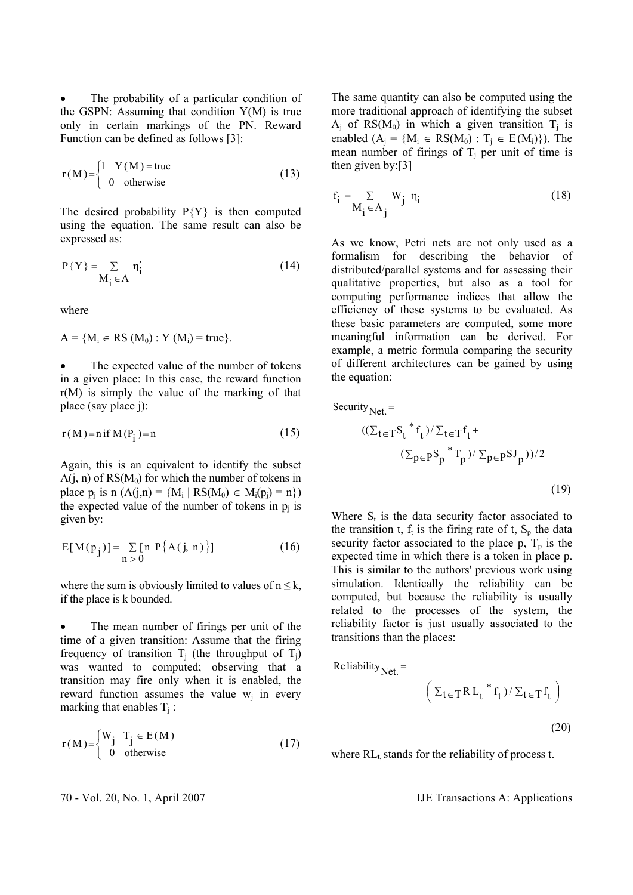- The probability of a particular condition of the GSPN: Assuming that condition Y(M) is true only in certain markings of the PN. Reward Function can be defined as follows [3]:

$$r(M) = \begin{cases} 1 & Y(M) = \text{true} \\ 0 & \text{otherwise} \end{cases} \quad (13)$$

The desired probability P{Y} is then computed using the equation. The same result can also be expressed as:

$$P\{Y\} = \sum_{M_i \in A} \eta'_i \quad (14)$$

where

A = {$M_i \in$ RS ($M_0$) : Y ($M_i$) = true}.

- The expected value of the number of tokens in a given place: In this case, the reward function r(M) is simply the value of the marking of that place (say place j):

$$r(M) = n \text{ if } M(P_i) = n \quad (15)$$

Again, this is an equivalent to identify the subset A(j, n) of RS($M_0$) for which the number of tokens in place $p_j$ is n (A(j,n) = {$M_i$ | RS($M_0$) $\in$ $M_i(p_j)$ = n}) the expected value of the number of tokens in $p_j$ is given by:

$$E[M(p_j)] = \sum_{n>0} [n \ P\{A(j, n)\}] \quad (16)$$

where the sum is obviously limited to values of $n \leq k$, if the place is k bounded.

- The mean number of firings per unit of the time of a given transition: Assume that the firing frequency of transition $T_j$ (the throughput of $T_j$) was wanted to computed; observing that a transition may fire only when it is enabled, the reward function assumes the value $w_j$ in every marking that enables $T_j$ :

$$r(M) = \begin{cases} W_j & T_j \in E(M) \\ 0 & \text{otherwise} \end{cases} \quad (17)$$

The same quantity can also be computed using the more traditional approach of identifying the subset $A_j$ of RS($M_0$) in which a given transition $T_j$ is enabled ($A_j$ = {$M_i \in$ RS($M_0$) : $T_j \in E(M_i)$}). The mean number of firings of $T_j$ per unit of time is then given by:[3]

$$f_i = \sum_{M_i \in A_j} W_j \ \eta_i \quad (18)$$

As we know, Petri nets are not only used as a formalism for describing the behavior of distributed/parallel systems and for assessing their qualitative properties, but also as a tool for computing performance indices that allow the efficiency of these systems to be evaluated. As these basic parameters are computed, some more meaningful information can be derived. For example, a metric formula comparing the security of different architectures can be gained by using the equation:

$$\text{Security}_{\text{Net.}} = \left(\left(\sum_{t \in T} S_t * f_t\right) / \sum_{t \in T} f_t + \left(\sum_{p \in P} S_p * T_p\right) / \sum_{p \in P} SJ_p\right) / 2 \quad (19)$$

Where $S_t$ is the data security factor associated to the transition t, $f_t$ is the firing rate of t, $S_p$ the data security factor associated to the place p, $T_p$ is the expected time in which there is a token in place p. This is similar to the authors' previous work using simulation. Identically the reliability can be computed, but because the reliability is usually related to the processes of the system, the reliability factor is just usually associated to the transitions than the places:

$$\text{Reliability}_{\text{Net.}} = \left(\sum_{t \in T} RL_t * f_t\right) / \sum_{t \in T} f_t \quad (20)$$

where $RL_t$ stands for the reliability of process t.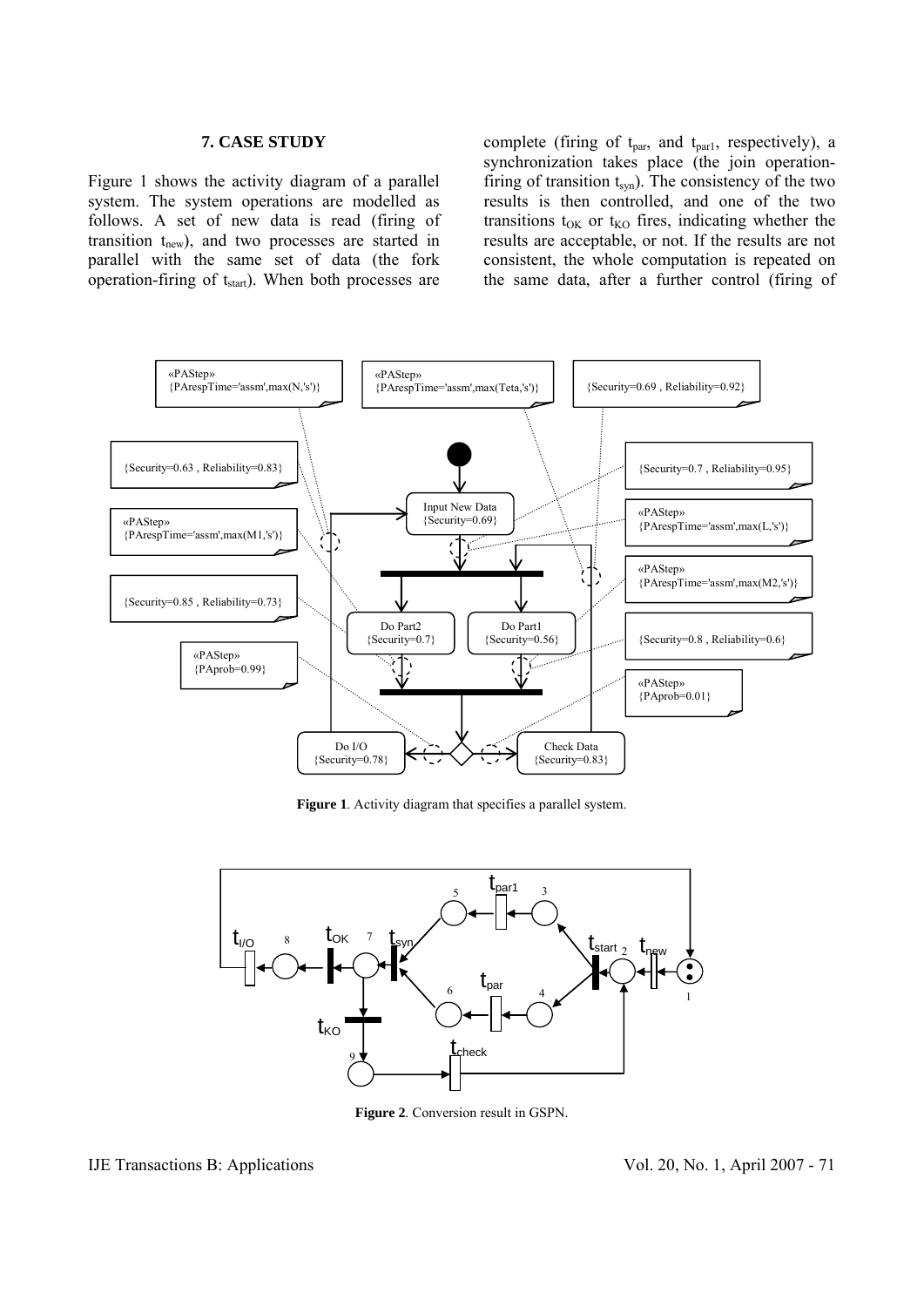## 7. CASE STUDY

Figure 1 shows the activity diagram of a parallel system. The system operations are modelled as follows. A set of new data is read (firing of transition $t_{new}$), and two processes are started in parallel with the same set of data (the fork operation-firing of $t_{start}$). When both processes are complete (firing of $t_{par}$, and $t_{par1}$, respectively), a synchronization takes place (the join operation-firing of transition $t_{syn}$). The consistency of the two results is then controlled, and one of the two transitions $t_{OK}$ or $t_{KO}$ fires, indicating whether the results are acceptable, or not. If the results are not consistent, the whole computation is repeated on the same data, after a further control (firing of

**Figure 1**. Activity diagram that specifies a parallel system.

**Figure 2**. Conversion result in GSPN.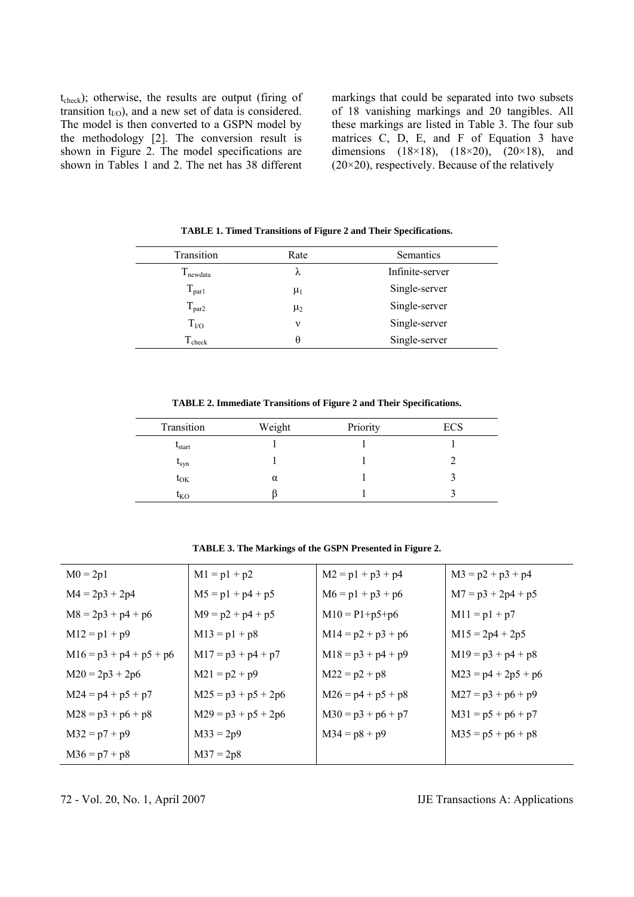$t_{check}$); otherwise, the results are output (firing of transition $t_{I/O}$), and a new set of data is considered. The model is then converted to a GSPN model by the methodology [2]. The conversion result is shown in Figure 2. The model specifications are shown in Tables 1 and 2. The net has 38 different markings that could be separated into two subsets of 18 vanishing markings and 20 tangibles. All these markings are listed in Table 3. The four sub matrices C, D, E, and F of Equation 3 have dimensions (18×18), (18×20), (20×18), and (20×20), respectively. Because of the relatively

**TABLE 1. Timed Transitions of Figure 2 and Their Specifications.**

| Transition | Rate | Semantics |
|---|---|---|
| $T_{newdata}$ | $\lambda$ | Infinite-server |
| $T_{par1}$ | $\mu_1$ | Single-server |
| $T_{par2}$ | $\mu_2$ | Single-server |
| $T_{I/O}$ | $\nu$ | Single-server |
| $T_{check}$ | $\theta$ | Single-server |

**TABLE 2. Immediate Transitions of Figure 2 and Their Specifications.**

| Transition | Weight | Priority | ECS |
|---|---|---|---|
| $t_{start}$ | 1 | 1 | 1 |
| $t_{syn}$ | 1 | 1 | 2 |
| $t_{OK}$ | $\alpha$ | 1 | 3 |
| $t_{KO}$ | $\beta$ | 1 | 3 |

**TABLE 3. The Markings of the GSPN Presented in Figure 2.**

| | | | |
|---|---|---|---|
| M0 = 2p1 | M1 = p1 + p2 | M2 = p1 + p3 + p4 | M3 = p2 + p3 + p4 |
| M4 = 2p3 + 2p4 | M5 = p1 + p4 + p5 | M6 = p1 + p3 + p6 | M7 = p3 + 2p4 + p5 |
| M8 = 2p3 + p4 + p6 | M9 = p2 + p4 + p5 | M10 = P1+p5+p6 | M11 = p1 + p7 |
| M12 = p1 + p9 | M13 = p1 + p8 | M14 = p2 + p3 + p6 | M15 = 2p4 + 2p5 |
| M16 = p3 + p4 + p5 + p6 | M17 = p3 + p4 + p7 | M18 = p3 + p4 + p9 | M19 = p3 + p4 + p8 |
| M20 = 2p3 + 2p6 | M21 = p2 + p9 | M22 = p2 + p8 | M23 = p4 + 2p5 + p6 |
| M24 = p4 + p5 + p7 | M25 = p3 + p5 + 2p6 | M26 = p4 + p5 + p8 | M27 = p3 + p6 + p9 |
| M28 = p3 + p6 + p8 | M29 = p3 + p5 + 2p6 | M30 = p3 + p6 + p7 | M31 = p5 + p6 + p7 |
| M32 = p7 + p9 | M33 = 2p9 | M34 = p8 + p9 | M35 = p5 + p6 + p8 |
| M36 = p7 + p8 | M37 = 2p8 | | |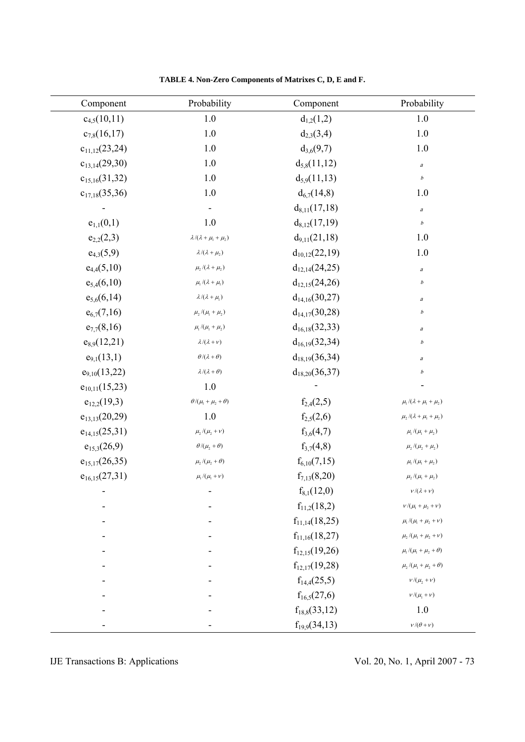**TABLE 4. Non-Zero Components of Matrixes C, D, E and F.**

| Component | Probability | Component | Probability |
|---|---|---|---|
| $c_{4,5}(10,11)$ | 1.0 | $d_{1,2}(1,2)$ | 1.0 |
| $c_{7,8}(16,17)$ | 1.0 | $d_{2,3}(3,4)$ | 1.0 |
| $c_{11,12}(23,24)$ | 1.0 | $d_{3,6}(9,7)$ | 1.0 |
| $c_{13,14}(29,30)$ | 1.0 | $d_{5,8}(11,12)$ | $a$ |
| $c_{15,16}(31,32)$ | 1.0 | $d_{5,9}(11,13)$ | $b$ |
| $c_{17,18}(35,36)$ | 1.0 | $d_{6,7}(14,8)$ | 1.0 |
| - | - | $d_{8,11}(17,18)$ | $a$ |
| $e_{1,1}(0,1)$ | 1.0 | $d_{8,12}(17,19)$ | $b$ |
| $e_{2,2}(2,3)$ | $\lambda/(\lambda+\mu_1+\mu_2)$ | $d_{9,11}(21,18)$ | 1.0 |
| $e_{4,3}(5,9)$ | $\lambda/(\lambda+\mu_2)$ | $d_{10,12}(22,19)$ | 1.0 |
| $e_{4,4}(5,10)$ | $\mu_2/(\lambda+\mu_2)$ | $d_{12,14}(24,25)$ | $a$ |
| $e_{5,4}(6,10)$ | $\mu_1/(\lambda+\mu_1)$ | $d_{12,15}(24,26)$ | $b$ |
| $e_{5,6}(6,14)$ | $\lambda/(\lambda+\mu_1)$ | $d_{14,16}(30,27)$ | $a$ |
| $e_{6,7}(7,16)$ | $\mu_2/(\mu_1+\mu_2)$ | $d_{14,17}(30,28)$ | $b$ |
| $e_{7,7}(8,16)$ | $\mu_1/(\mu_1+\mu_2)$ | $d_{16,18}(32,33)$ | $a$ |
| $e_{8,9}(12,21)$ | $\lambda/(\lambda+\nu)$ | $d_{16,19}(32,34)$ | $b$ |
| $e_{9,1}(13,1)$ | $\theta/(\lambda+\theta)$ | $d_{18,19}(36,34)$ | $a$ |
| $e_{9,10}(13,22)$ | $\lambda/(\lambda+\theta)$ | $d_{18,20}(36,37)$ | $b$ |
| $e_{10,11}(15,23)$ | 1.0 | - | - |
| $e_{12,2}(19,3)$ | $\theta/(\mu_1+\mu_2+\theta)$ | $f_{2,4}(2,5)$ | $\mu_1/(\lambda+\mu_1+\mu_2)$ |
| $e_{13,13}(20,29)$ | 1.0 | $f_{2,5}(2,6)$ | $\mu_2/(\lambda+\mu_1+\mu_2)$ |
| $e_{14,15}(25,31)$ | $\mu_2/(\mu_2+\nu)$ | $f_{3,6}(4,7)$ | $\mu_1/(\mu_1+\mu_2)$ |
| $e_{15,3}(26,9)$ | $\theta/(\mu_2+\theta)$ | $f_{3,7}(4,8)$ | $\mu_2/(\mu_2+\mu_2)$ |
| $e_{15,17}(26,35)$ | $\mu_2/(\mu_2+\theta)$ | $f_{6,10}(7,15)$ | $\mu_1/(\mu_1+\mu_2)$ |
| $e_{16,15}(27,31)$ | $\mu_1/(\mu_1+\nu)$ | $f_{7,13}(8,20)$ | $\mu_2/(\mu_1+\mu_2)$ |
| - | - | $f_{8,1}(12,0)$ | $\nu/(\lambda+\nu)$ |
| - | - | $f_{11,2}(18,2)$ | $\nu/(\mu_1+\mu_2+\nu)$ |
| - | - | $f_{11,14}(18,25)$ | $\mu_1/(\mu_1+\mu_2+\nu)$ |
| - | - | $f_{11,16}(18,27)$ | $\mu_2/(\mu_1+\mu_2+\nu)$ |
| - | - | $f_{12,15}(19,26)$ | $\mu_1/(\mu_1+\mu_2+\theta)$ |
| - | - | $f_{12,17}(19,28)$ | $\mu_2/(\mu_1+\mu_2+\theta)$ |
| - | - | $f_{14,4}(25,5)$ | $\nu/(\mu_2+\nu)$ |
| - | - | $f_{16,5}(27,6)$ | $\nu/(\mu_1+\nu)$ |
| - | - | $f_{18,8}(33,12)$ | 1.0 |
| - | - | $f_{19,9}(34,13)$ | $\nu/(\theta+\nu)$ |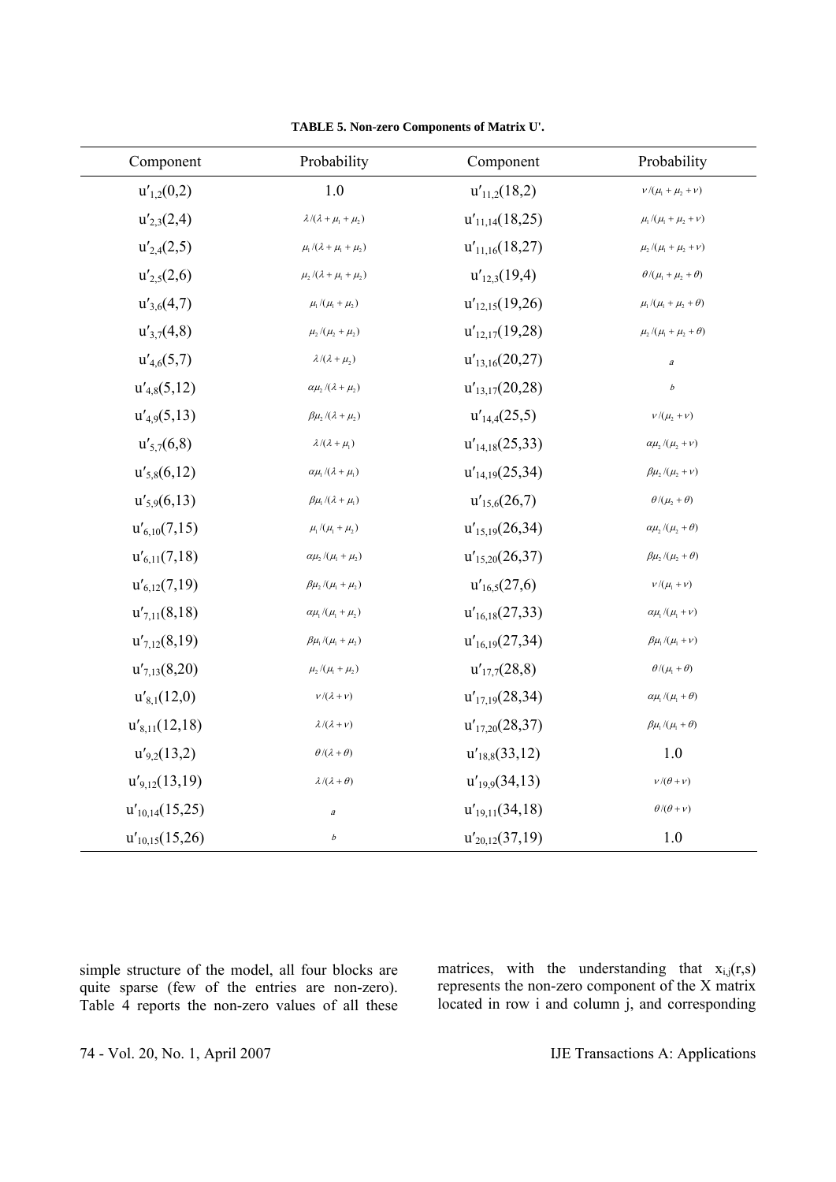**TABLE 5. Non-zero Components of Matrix U'.**

| Component | Probability | Component | Probability |
|---|---|---|---|
| $u'_{1,2}(0,2)$ | 1.0 | $u'_{11,2}(18,2)$ | $\nu/(\mu_1+\mu_2+\nu)$ |
| $u'_{2,3}(2,4)$ | $\lambda/(\lambda+\mu_1+\mu_2)$ | $u'_{11,14}(18,25)$ | $\mu_1/(\mu_1+\mu_2+\nu)$ |
| $u'_{2,4}(2,5)$ | $\mu_1/(\lambda+\mu_1+\mu_2)$ | $u'_{11,16}(18,27)$ | $\mu_2/(\mu_1+\mu_2+\nu)$ |
| $u'_{2,5}(2,6)$ | $\mu_2/(\lambda+\mu_1+\mu_2)$ | $u'_{12,3}(19,4)$ | $\theta/(\mu_1+\mu_2+\theta)$ |
| $u'_{3,6}(4,7)$ | $\mu_1/(\mu_1+\mu_2)$ | $u'_{12,15}(19,26)$ | $\mu_1/(\mu_1+\mu_2+\theta)$ |
| $u'_{3,7}(4,8)$ | $\mu_2/(\mu_2+\mu_2)$ | $u'_{12,17}(19,28)$ | $\mu_2/(\mu_1+\mu_2+\theta)$ |
| $u'_{4,6}(5,7)$ | $\lambda/(\lambda+\mu_2)$ | $u'_{13,16}(20,27)$ | $a$ |
| $u'_{4,8}(5,12)$ | $\alpha\mu_2/(\lambda+\mu_2)$ | $u'_{13,17}(20,28)$ | $b$ |
| $u'_{4,9}(5,13)$ | $\beta\mu_2/(\lambda+\mu_2)$ | $u'_{14,4}(25,5)$ | $\nu/(\mu_2+\nu)$ |
| $u'_{5,7}(6,8)$ | $\lambda/(\lambda+\mu_1)$ | $u'_{14,18}(25,33)$ | $\alpha\mu_2/(\mu_2+\nu)$ |
| $u'_{5,8}(6,12)$ | $\alpha\mu_1/(\lambda+\mu_1)$ | $u'_{14,19}(25,34)$ | $\beta\mu_2/(\mu_2+\nu)$ |
| $u'_{5,9}(6,13)$ | $\beta\mu_1/(\lambda+\mu_1)$ | $u'_{15,6}(26,7)$ | $\theta/(\mu_2+\theta)$ |
| $u'_{6,10}(7,15)$ | $\mu_1/(\mu_1+\mu_2)$ | $u'_{15,19}(26,34)$ | $\alpha\mu_2/(\mu_2+\theta)$ |
| $u'_{6,11}(7,18)$ | $\alpha\mu_2/(\mu_1+\mu_2)$ | $u'_{15,20}(26,37)$ | $\beta\mu_2/(\mu_2+\theta)$ |
| $u'_{6,12}(7,19)$ | $\beta\mu_2/(\mu_1+\mu_2)$ | $u'_{16,5}(27,6)$ | $\nu/(\mu_1+\nu)$ |
| $u'_{7,11}(8,18)$ | $\alpha\mu_1/(\mu_1+\mu_2)$ | $u'_{16,18}(27,33)$ | $\alpha\mu_1/(\mu_1+\nu)$ |
| $u'_{7,12}(8,19)$ | $\beta\mu_1/(\mu_1+\mu_2)$ | $u'_{16,19}(27,34)$ | $\beta\mu_1/(\mu_1+\nu)$ |
| $u'_{7,13}(8,20)$ | $\mu_2/(\mu_1+\mu_2)$ | $u'_{17,7}(28,8)$ | $\theta/(\mu_1+\theta)$ |
| $u'_{8,1}(12,0)$ | $\nu/(\lambda+\nu)$ | $u'_{17,19}(28,34)$ | $\alpha\mu_1/(\mu_1+\theta)$ |
| $u'_{8,11}(12,18)$ | $\lambda/(\lambda+\nu)$ | $u'_{17,20}(28,37)$ | $\beta\mu_1/(\mu_1+\theta)$ |
| $u'_{9,2}(13,2)$ | $\theta/(\lambda+\theta)$ | $u'_{18,8}(33,12)$ | 1.0 |
| $u'_{9,12}(13,19)$ | $\lambda/(\lambda+\theta)$ | $u'_{19,9}(34,13)$ | $\nu/(\theta+\nu)$ |
| $u'_{10,14}(15,25)$ | $a$ | $u'_{19,11}(34,18)$ | $\theta/(\theta+\nu)$ |
| $u'_{10,15}(15,26)$ | $b$ | $u'_{20,12}(37,19)$ | 1.0 |

simple structure of the model, all four blocks are quite sparse (few of the entries are non-zero). Table 4 reports the non-zero values of all these matrices, with the understanding that $x_{i,j}(r,s)$ represents the non-zero component of the X matrix located in row i and column j, and corresponding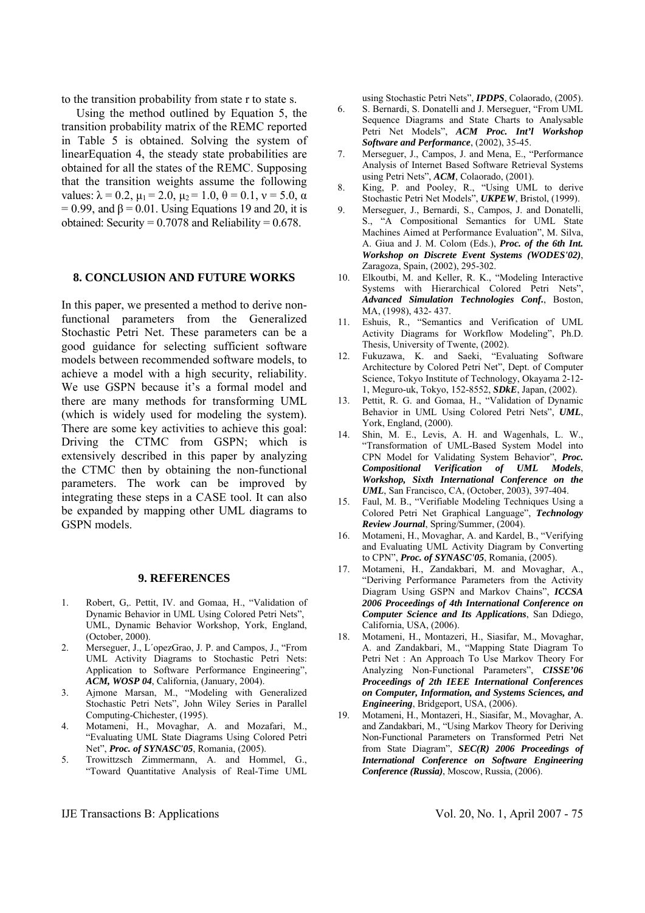to the transition probability from state r to state s.

Using the method outlined by Equation 5, the transition probability matrix of the REMC reported in Table 5 is obtained. Solving the system of linearEquation 4, the steady state probabilities are obtained for all the states of the REMC. Supposing that the transition weights assume the following values: $\lambda = 0.2$, $\mu_1 = 2.0$, $\mu_2 = 1.0$, $\theta = 0.1$, $\nu = 5.0$, $\alpha = 0.99$, and $\beta = 0.01$. Using Equations 19 and 20, it is obtained: Security = 0.7078 and Reliability = 0.678.

## 8. CONCLUSION AND FUTURE WORKS

In this paper, we presented a method to derive non-functional parameters from the Generalized Stochastic Petri Net. These parameters can be a good guidance for selecting sufficient software models between recommended software models, to achieve a model with a high security, reliability. We use GSPN because it's a formal model and there are many methods for transforming UML (which is widely used for modeling the system). There are some key activities to achieve this goal: Driving the CTMC from GSPN; which is extensively described in this paper by analyzing the CTMC then by obtaining the non-functional parameters. The work can be improved by integrating these steps in a CASE tool. It can also be expanded by mapping other UML diagrams to GSPN models.

## 9. REFERENCES

1. Robert, G,. Pettit, IV. and Gomaa, H., "Validation of Dynamic Behavior in UML Using Colored Petri Nets", UML, Dynamic Behavior Workshop, York, England, (October, 2000).
2. Merseguer, J., L´opezGrao, J. P. and Campos, J., "From UML Activity Diagrams to Stochastic Petri Nets: Application to Software Performance Engineering", ***ACM, WOSP 04***, California, (January, 2004).
3. Ajmone Marsan, M., "Modeling with Generalized Stochastic Petri Nets", John Wiley Series in Parallel Computing-Chichester, (1995).
4. Motameni, H., Movaghar, A. and Mozafari, M., "Evaluating UML State Diagrams Using Colored Petri Net", ***Proc. of SYNASC'05***, Romania, (2005).
5. Trowittzsch Zimmermann, A. and Hommel, G., "Toward Quantitative Analysis of Real-Time UML using Stochastic Petri Nets", ***IPDPS***, Colaorado, (2005).
6. S. Bernardi, S. Donatelli and J. Merseguer, "From UML Sequence Diagrams and State Charts to Analysable Petri Net Models", ***ACM Proc. Int'l Workshop Software and Performance***, (2002), 35-45.
7. Merseguer, J., Campos, J. and Mena, E., "Performance Analysis of Internet Based Software Retrieval Systems using Petri Nets", ***ACM***, Colaorado, (2001).
8. King, P. and Pooley, R., "Using UML to derive Stochastic Petri Net Models", ***UKPEW***, Bristol, (1999).
9. Merseguer, J., Bernardi, S., Campos, J. and Donatelli, S., "A Compositional Semantics for UML State Machines Aimed at Performance Evaluation", M. Silva, A. Giua and J. M. Colom (Eds.), ***Proc. of the 6th Int. Workshop on Discrete Event Systems (WODES'02)***, Zaragoza, Spain, (2002), 295-302.
10. Elkoutbi, M. and Keller, R. K., "Modeling Interactive Systems with Hierarchical Colored Petri Nets", ***Advanced Simulation Technologies Conf.***, Boston, MA, (1998), 432- 437.
11. Eshuis, R., "Semantics and Verification of UML Activity Diagrams for Workflow Modeling", Ph.D. Thesis, University of Twente, (2002).
12. Fukuzawa, K. and Saeki, "Evaluating Software Architecture by Colored Petri Net", Dept. of Computer Science, Tokyo Institute of Technology, Okayama 2-12-1, Meguro-uk, Tokyo, 152-8552, ***SDkE***, Japan, (2002).
13. Pettit, R. G. and Gomaa, H., "Validation of Dynamic Behavior in UML Using Colored Petri Nets", ***UML***, York, England, (2000).
14. Shin, M. E., Levis, A. H. and Wagenhals, L. W., "Transformation of UML-Based System Model into CPN Model for Validating System Behavior", ***Proc. Compositional Verification of UML Models, Workshop, Sixth International Conference on the UML***, San Francisco, CA, (October, 2003), 397-404.
15. Faul, M. B., "Verifiable Modeling Techniques Using a Colored Petri Net Graphical Language", ***Technology Review Journal***, Spring/Summer, (2004).
16. Motameni, H., Movaghar, A. and Kardel, B., "Verifying and Evaluating UML Activity Diagram by Converting to CPN", ***Proc. of SYNASC'05***, Romania, (2005).
17. Motameni, H., Zandakbari, M. and Movaghar, A., "Deriving Performance Parameters from the Activity Diagram Using GSPN and Markov Chains", ***ICCSA 2006 Proceedings of 4th International Conference on Computer Science and Its Applications***, San Ddiego, California, USA, (2006).
18. Motameni, H., Montazeri, H., Siasifar, M., Movaghar, A. and Zandakbari, M., "Mapping State Diagram To Petri Net : An Approach To Use Markov Theory For Analyzing Non-Functional Parameters", ***CISSE'06 Proceedings of 2th IEEE International Conferences on Computer, Information, and Systems Sciences, and Engineering***, Bridgeport, USA, (2006).
19. Motameni, H., Montazeri, H., Siasifar, M., Movaghar, A. and Zandakbari, M., "Using Markov Theory for Deriving Non-Functional Parameters on Transformed Petri Net from State Diagram", ***SEC(R) 2006 Proceedings of International Conference on Software Engineering Conference (Russia)***, Moscow, Russia, (2006).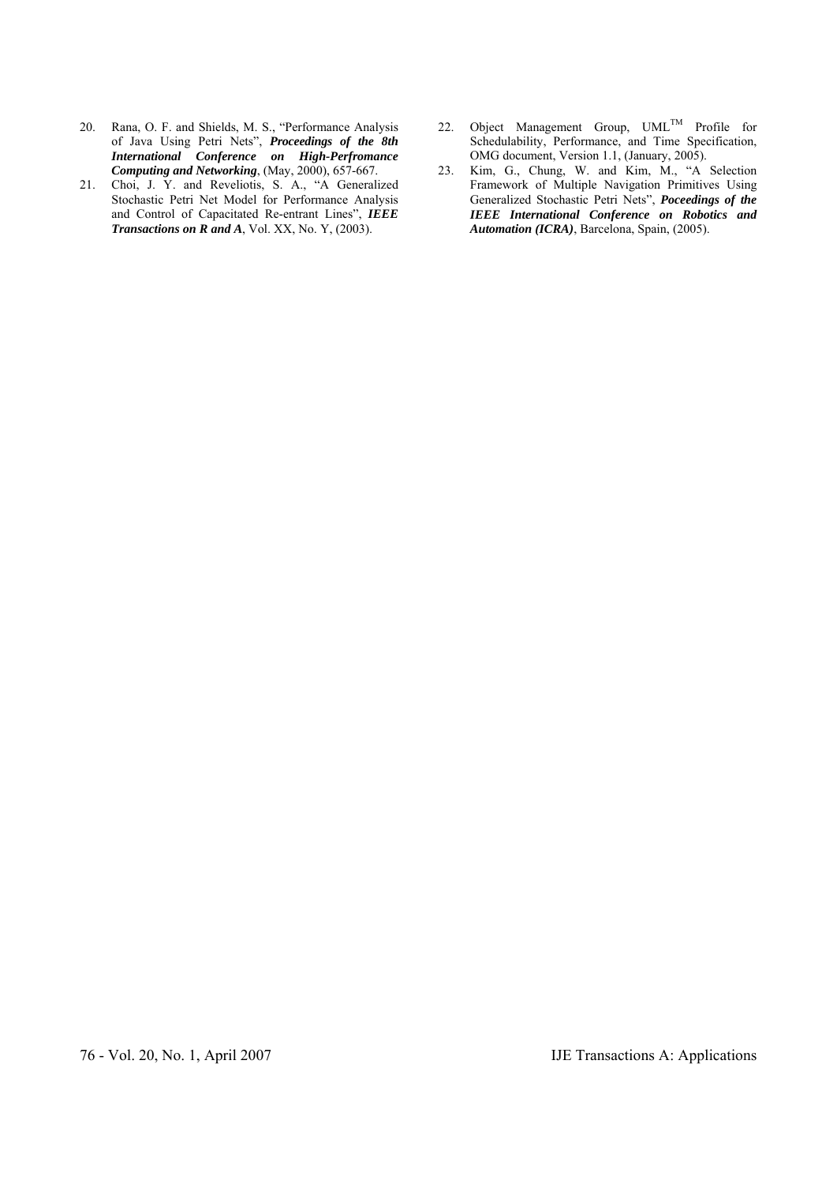20. Rana, O. F. and Shields, M. S., "Performance Analysis of Java Using Petri Nets", ***Proceedings of the 8th International Conference on High-Perfromance Computing and Networking***, (May, 2000), 657-667.
21. Choi, J. Y. and Reveliotis, S. A., "A Generalized Stochastic Petri Net Model for Performance Analysis and Control of Capacitated Re-entrant Lines", ***IEEE Transactions on R and A***, Vol. XX, No. Y, (2003).
22. Object Management Group, UML$^{TM}$ Profile for Schedulability, Performance, and Time Specification, OMG document, Version 1.1, (January, 2005).
23. Kim, G., Chung, W. and Kim, M., "A Selection Framework of Multiple Navigation Primitives Using Generalized Stochastic Petri Nets", ***Poceedings of the IEEE International Conference on Robotics and Automation (ICRA)***, Barcelona, Spain, (2005).